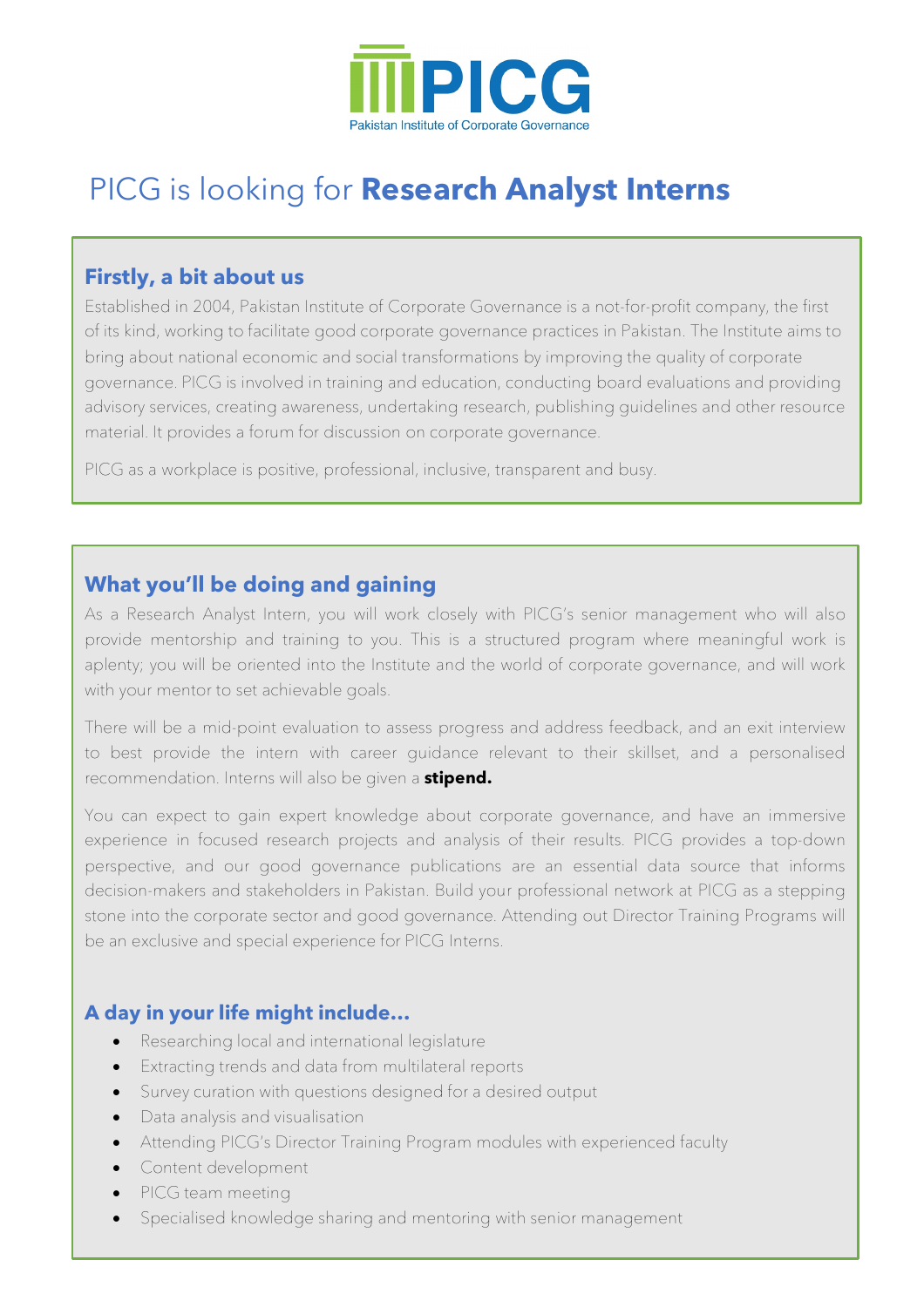PICG

Pakistan Institute of Corporate Governance

# PICG is looking for **Research Analyst Interns**

## Firstly, a bit about us

Established in 2004, Pakistan Institute of Corporate Governance is a not-for-profit company, the first of its kind, working to facilitate good corporate governance practices in Pakistan. The Institute aims to bring about national economic and social transformations by improving the quality of corporate governance. PICG is involved in training and education, conducting board evaluations and providing advisory services, creating awareness, undertaking research, publishing guidelines and other resource material. It provides a forum for discussion on corporate governance.

PICG as a workplace is positive, professional, inclusive, transparent and busy.

## What you'll be doing and gaining

As a Research Analyst Intern, you will work closely with PICG's senior management who will also provide mentorship and training to you. This is a structured program where meaningful work is aplenty; you will be oriented into the Institute and the world of corporate governance, and will work with your mentor to set achievable goals.

There will be a mid-point evaluation to assess progress and address feedback, and an exit interview to best provide the intern with career guidance relevant to their skillset, and a personalised recommendation. Interns will also be given a **stipend.**

You can expect to gain expert knowledge about corporate governance, and have an immersive experience in focused research projects and analysis of their results. PICG provides a top-down perspective, and our good governance publications are an essential data source that informs decision-makers and stakeholders in Pakistan. Build your professional network at PICG as a stepping stone into the corporate sector and good governance. Attending out Director Training Programs will be an exclusive and special experience for PICG Interns.

## A day in your life might include…

- Researching local and international legislature
- Extracting trends and data from multilateral reports
- Survey curation with questions designed for a desired output
- Data analysis and visualisation
- Attending PICG's Director Training Program modules with experienced faculty
- Content development
- PICG team meeting
- Specialised knowledge sharing and mentoring with senior management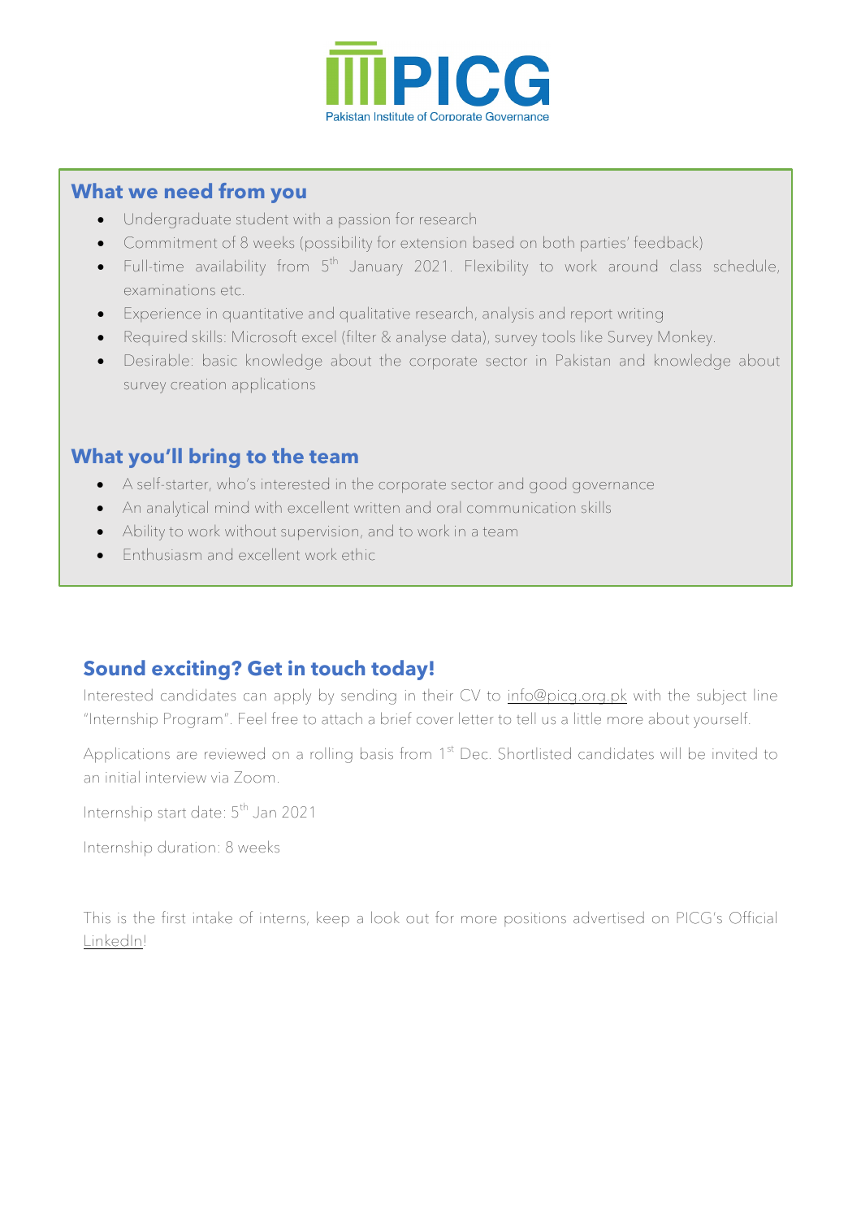PICG

Pakistan Institute of Corporate Governance

## What we need from you

- Undergraduate student with a passion for research
- Commitment of 8 weeks (possibility for extension based on both parties' feedback)
- Full-time availability from 5th January 2021. Flexibility to work around class schedule, examinations etc.
- Experience in quantitative and qualitative research, analysis and report writing
- Required skills: Microsoft excel (filter & analyse data), survey tools like Survey Monkey.
- Desirable: basic knowledge about the corporate sector in Pakistan and knowledge about survey creation applications

## What you'll bring to the team

- A self-starter, who's interested in the corporate sector and good governance
- An analytical mind with excellent written and oral communication skills
- Ability to work without supervision, and to work in a team
- Enthusiasm and excellent work ethic

## Sound exciting? Get in touch today!

Interested candidates can apply by sending in their CV to info@picg.org.pk with the subject line "Internship Program". Feel free to attach a brief cover letter to tell us a little more about yourself.

Applications are reviewed on a rolling basis from 1st Dec. Shortlisted candidates will be invited to an initial interview via Zoom.

Internship start date: 5th Jan 2021

Internship duration: 8 weeks

This is the first intake of interns, keep a look out for more positions advertised on PICG's Official LinkedIn!